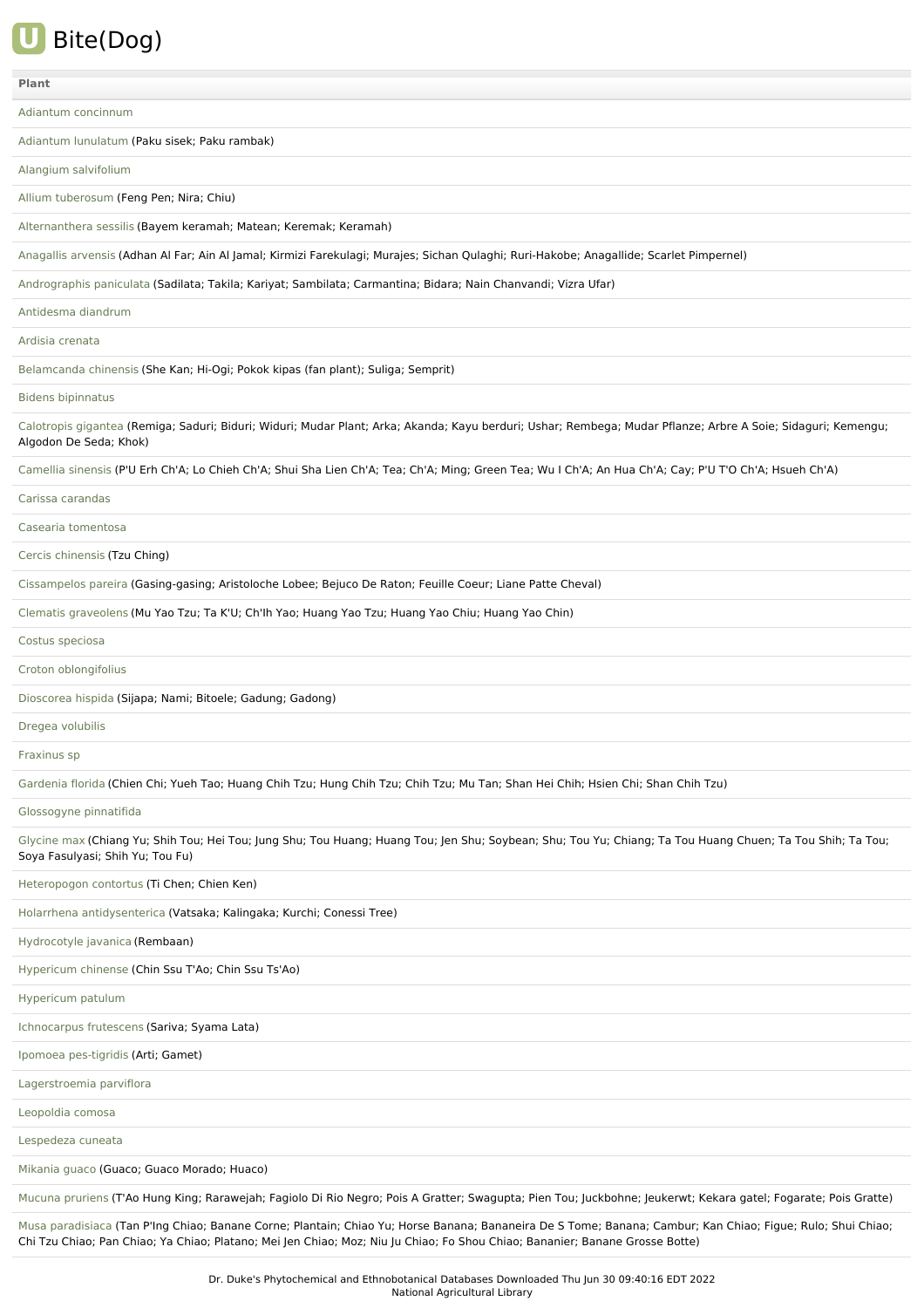# Bite(Dog)

| Plant |
| --- |
| Adiantum concinnum |
| Adiantum lunulatum (Paku sisek; Paku rambak) |
| Alangium salvifolium |
| Allium tuberosum (Feng Pen; Nira; Chiu) |
| Alternanthera sessilis (Bayem keramah; Matean; Keremak; Keramah) |
| Anagallis arvensis (Adhan Al Far; Ain Al Jamal; Kirmizi Farekulagi; Murajes; Sichan Qulaghi; Ruri-Hakobe; Anagallide; Scarlet Pimpernel) |
| Andrographis paniculata (Sadilata; Takila; Kariyat; Sambilata; Carmantina; Bidara; Nain Chanvandi; Vizra Ufar) |
| Antidesma diandrum |
| Ardisia crenata |
| Belamcanda chinensis (She Kan; Hi-Ogi; Pokok kipas (fan plant); Suliga; Semprit) |
| Bidens bipinnatus |
| Calotropis gigantea (Remiga; Saduri; Biduri; Widuri; Mudar Plant; Arka; Akanda; Kayu berduri; Ushar; Rembega; Mudar Pflanze; Arbre A Soie; Sidaguri; Kemengu; Algodon De Seda; Khok) |
| Camellia sinensis (P'U Erh Ch'A; Lo Chieh Ch'A; Shui Sha Lien Ch'A; Tea; Ch'A; Ming; Green Tea; Wu I Ch'A; An Hua Ch'A; Cay; P'U T'O Ch'A; Hsueh Ch'A) |
| Carissa carandas |
| Casearia tomentosa |
| Cercis chinensis (Tzu Ching) |
| Cissampelos pareira (Gasing-gasing; Aristoloche Lobee; Bejuco De Raton; Feuille Coeur; Liane Patte Cheval) |
| Clematis graveolens (Mu Yao Tzu; Ta K'U; Ch'Ih Yao; Huang Yao Tzu; Huang Yao Chiu; Huang Yao Chin) |
| Costus speciosa |
| Croton oblongifolius |
| Dioscorea hispida (Sijapa; Nami; Bitoele; Gadung; Gadong) |
| Dregea volubilis |
| Fraxinus sp |
| Gardenia florida (Chien Chi; Yueh Tao; Huang Chih Tzu; Hung Chih Tzu; Chih Tzu; Mu Tan; Shan Hei Chih; Hsien Chi; Shan Chih Tzu) |
| Glossogyne pinnatifida |
| Glycine max (Chiang Yu; Shih Tou; Hei Tou; Jung Shu; Tou Huang; Huang Tou; Jen Shu; Soybean; Shu; Tou Yu; Chiang; Ta Tou Huang Chuen; Ta Tou Shih; Ta Tou; Soya Fasulyasi; Shih Yu; Tou Fu) |
| Heteropogon contortus (Ti Chen; Chien Ken) |
| Holarrhena antidysenterica (Vatsaka; Kalingaka; Kurchi; Conessi Tree) |
| Hydrocotyle javanica (Rembaan) |
| Hypericum chinense (Chin Ssu T'Ao; Chin Ssu Ts'Ao) |
| Hypericum patulum |
| Ichnocarpus frutescens (Sariva; Syama Lata) |
| Ipomoea pes-tigridis (Arti; Gamet) |
| Lagerstroemia parviflora |
| Leopoldia comosa |
| Lespedeza cuneata |
| Mikania guaco (Guaco; Guaco Morado; Huaco) |
| Mucuna pruriens (T'Ao Hung King; Rarawejah; Fagiolo Di Rio Negro; Pois A Gratter; Swagupta; Pien Tou; Juckbohne; Jeukerwt; Kekara gatel; Fogarate; Pois Gratte) |
| Musa paradisiaca (Tan P'Ing Chiao; Banane Corne; Plantain; Chiao Yu; Horse Banana; Bananeira De S Tome; Banana; Cambur; Kan Chiao; Figue; Rulo; Shui Chiao; Chi Tzu Chiao; Pan Chiao; Ya Chiao; Platano; Mei Jen Chiao; Moz; Niu Ju Chiao; Fo Shou Chiao; Bananier; Banane Grosse Botte) |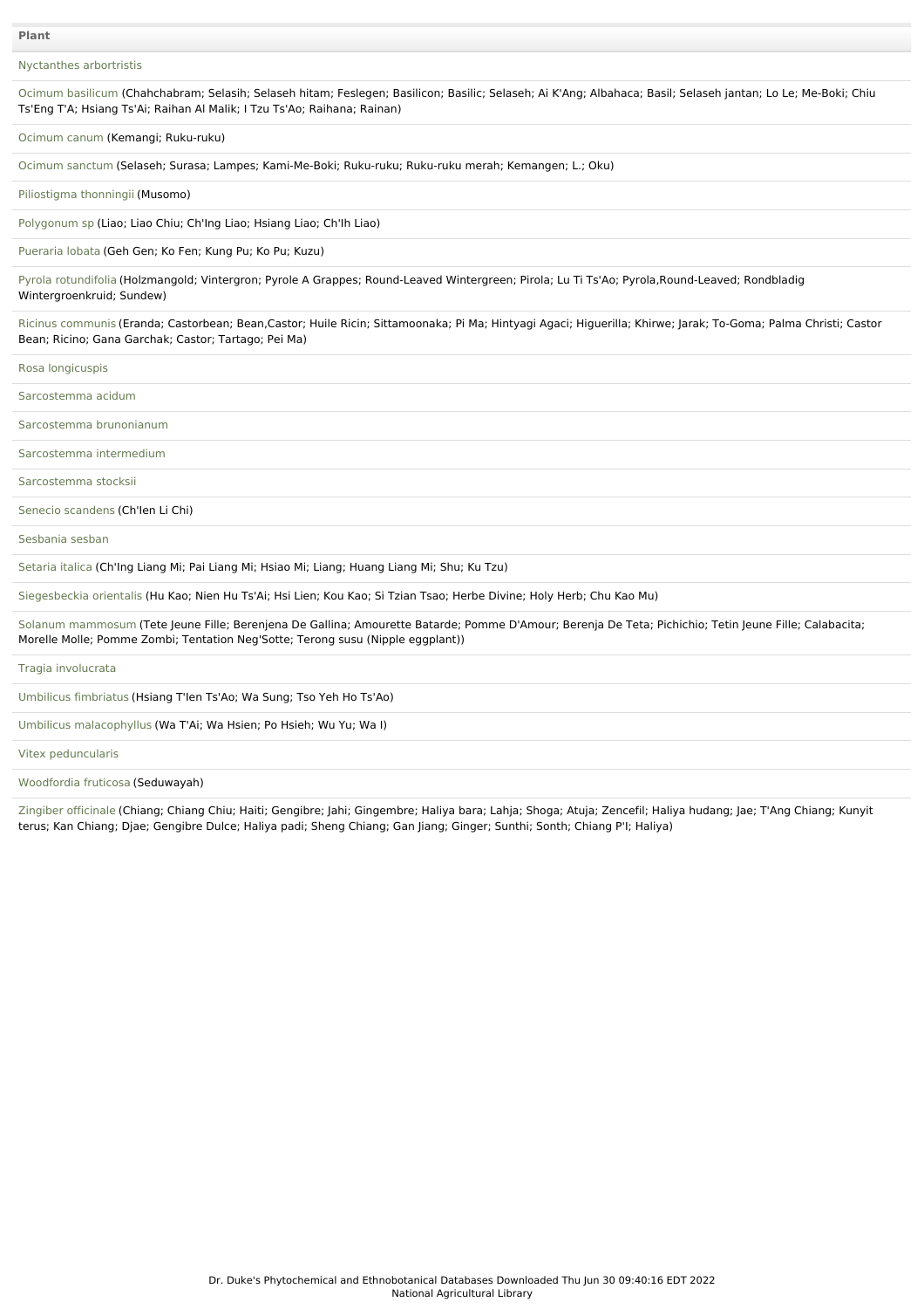| Plant |
| --- |
| Nyctanthes arbortristis |
| Ocimum basilicum (Chahchabram; Selasih; Selaseh hitam; Feslegen; Basilicon; Basilic; Selaseh; Ai K'Ang; Albahaca; Basil; Selaseh jantan; Lo Le; Me-Boki; Chiu Ts'Eng T'A; Hsiang Ts'Ai; Raihan Al Malik; I Tzu Ts'Ao; Raihana; Rainan) |
| Ocimum canum (Kemangi; Ruku-ruku) |
| Ocimum sanctum (Selaseh; Surasa; Lampes; Kami-Me-Boki; Ruku-ruku; Ruku-ruku merah; Kemangen; L.; Oku) |
| Piliostigma thonningii (Musomo) |
| Polygonum sp (Liao; Liao Chiu; Ch'Ing Liao; Hsiang Liao; Ch'Ih Liao) |
| Pueraria lobata (Geh Gen; Ko Fen; Kung Pu; Ko Pu; Kuzu) |
| Pyrola rotundifolia (Holzmangold; Vintergron; Pyrole A Grappes; Round-Leaved Wintergreen; Pirola; Lu Ti Ts'Ao; Pyrola,Round-Leaved; Rondbladig Wintergroenkruid; Sundew) |
| Ricinus communis (Eranda; Castorbean; Bean,Castor; Huile Ricin; Sittamoonaka; Pi Ma; Hintyagi Agaci; Higuerilla; Khirwe; Jarak; To-Goma; Palma Christi; Castor Bean; Ricino; Gana Garchak; Castor; Tartago; Pei Ma) |
| Rosa longicuspis |
| Sarcostemma acidum |
| Sarcostemma brunonianum |
| Sarcostemma intermedium |
| Sarcostemma stocksii |
| Senecio scandens (Ch'Ien Li Chi) |
| Sesbania sesban |
| Setaria italica (Ch'Ing Liang Mi; Pai Liang Mi; Hsiao Mi; Liang; Huang Liang Mi; Shu; Ku Tzu) |
| Siegesbeckia orientalis (Hu Kao; Nien Hu Ts'Ai; Hsi Lien; Kou Kao; Si Tzian Tsao; Herbe Divine; Holy Herb; Chu Kao Mu) |
| Solanum mammosum (Tete Jeune Fille; Berenjena De Gallina; Amourette Batarde; Pomme D'Amour; Berenja De Teta; Pichichio; Tetin Jeune Fille; Calabacita; Morelle Molle; Pomme Zombi; Tentation Neg'Sotte; Terong susu (Nipple eggplant)) |
| Tragia involucrata |
| Umbilicus fimbriatus (Hsiang T'Ien Ts'Ao; Wa Sung; Tso Yeh Ho Ts'Ao) |
| Umbilicus malacophyllus (Wa T'Ai; Wa Hsien; Po Hsieh; Wu Yu; Wa I) |
| Vitex peduncularis |
| Woodfordia fruticosa (Seduwayah) |
| Zingiber officinale (Chiang; Chiang Chiu; Haiti; Gengibre; Jahi; Gingembre; Haliya bara; Lahja; Shoga; Atuja; Zencefil; Haliya hudang; Jae; T'Ang Chiang; Kunyit terus; Kan Chiang; Djae; Gengibre Dulce; Haliya padi; Sheng Chiang; Gan Jiang; Ginger; Sunthi; Sonth; Chiang P'I; Haliya) |

Dr. Duke's Phytochemical and Ethnobotanical Databases Downloaded Thu Jun 30 09:40:16 EDT 2022
National Agricultural Library